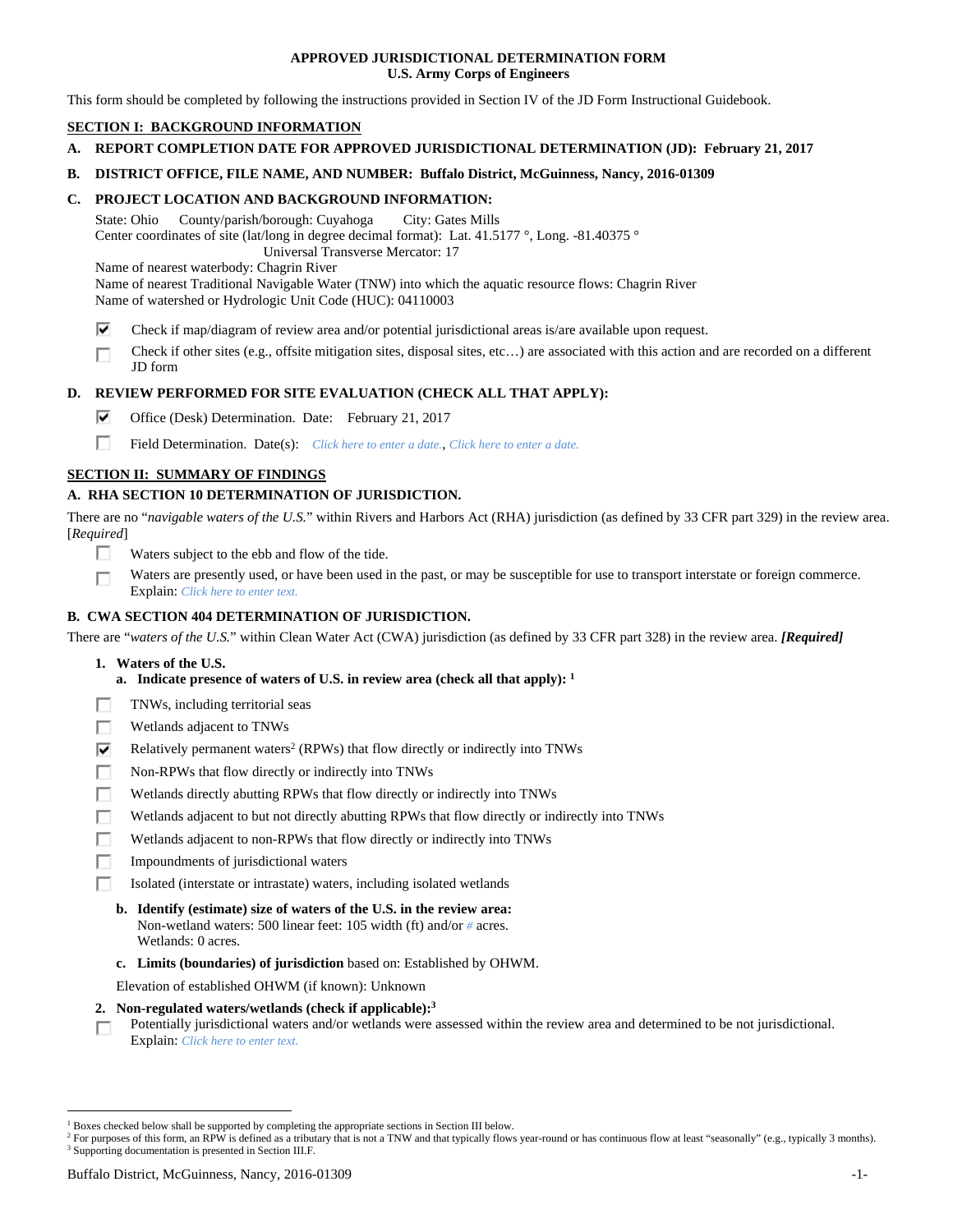# APPROVED JURISDICTIONAL DETERMINATION FORM
## U.S. Army Corps of Engineers

This form should be completed by following the instructions provided in Section IV of the JD Form Instructional Guidebook.

## SECTION I: BACKGROUND INFORMATION

**A. REPORT COMPLETION DATE FOR APPROVED JURISDICTIONAL DETERMINATION (JD): February 21, 2017**

**B. DISTRICT OFFICE, FILE NAME, AND NUMBER: Buffalo District, McGuinness, Nancy, 2016-01309**

**C. PROJECT LOCATION AND BACKGROUND INFORMATION:**

State: Ohio County/parish/borough: Cuyahoga City: Gates Mills
Center coordinates of site (lat/long in degree decimal format): Lat. 41.5177 °, Long. -81.40375 °
Universal Transverse Mercator: 17
Name of nearest waterbody: Chagrin River
Name of nearest Traditional Navigable Water (TNW) into which the aquatic resource flows: Chagrin River
Name of watershed or Hydrologic Unit Code (HUC): 04110003

☑ Check if map/diagram of review area and/or potential jurisdictional areas is/are available upon request.

☐ Check if other sites (e.g., offsite mitigation sites, disposal sites, etc…) are associated with this action and are recorded on a different JD form

**D. REVIEW PERFORMED FOR SITE EVALUATION (CHECK ALL THAT APPLY):**

☑ Office (Desk) Determination. Date: February 21, 2017

☐ Field Determination. Date(s): *Click here to enter a date.*, *Click here to enter a date.*

## SECTION II: SUMMARY OF FINDINGS

**A. RHA SECTION 10 DETERMINATION OF JURISDICTION.**

There are no "*navigable waters of the U.S.*" within Rivers and Harbors Act (RHA) jurisdiction (as defined by 33 CFR part 329) in the review area. [*Required*]

☐ Waters subject to the ebb and flow of the tide.

☐ Waters are presently used, or have been used in the past, or may be susceptible for use to transport interstate or foreign commerce. Explain: *Click here to enter text.*

**B. CWA SECTION 404 DETERMINATION OF JURISDICTION.**

There are "*waters of the U.S.*" within Clean Water Act (CWA) jurisdiction (as defined by 33 CFR part 328) in the review area. ***[Required]***

**1. Waters of the U.S.**

**a. Indicate presence of waters of U.S. in review area (check all that apply):** [1]

☐ TNWs, including territorial seas
☐ Wetlands adjacent to TNWs
☑ Relatively permanent waters[2] (RPWs) that flow directly or indirectly into TNWs
☐ Non-RPWs that flow directly or indirectly into TNWs
☐ Wetlands directly abutting RPWs that flow directly or indirectly into TNWs
☐ Wetlands adjacent to but not directly abutting RPWs that flow directly or indirectly into TNWs
☐ Wetlands adjacent to non-RPWs that flow directly or indirectly into TNWs
☐ Impoundments of jurisdictional waters
☐ Isolated (interstate or intrastate) waters, including isolated wetlands

**b. Identify (estimate) size of waters of the U.S. in the review area:**
Non-wetland waters: 500 linear feet: 105 width (ft) and/or # acres.
Wetlands: 0 acres.

**c. Limits (boundaries) of jurisdiction** based on: Established by OHWM.

Elevation of established OHWM (if known): Unknown

**2. Non-regulated waters/wetlands (check if applicable):**[3]

☐ Potentially jurisdictional waters and/or wetlands were assessed within the review area and determined to be not jurisdictional. Explain: *Click here to enter text.*

---

[1] Boxes checked below shall be supported by completing the appropriate sections in Section III below.
[2] For purposes of this form, an RPW is defined as a tributary that is not a TNW and that typically flows year-round or has continuous flow at least "seasonally" (e.g., typically 3 months).
[3] Supporting documentation is presented in Section III.F.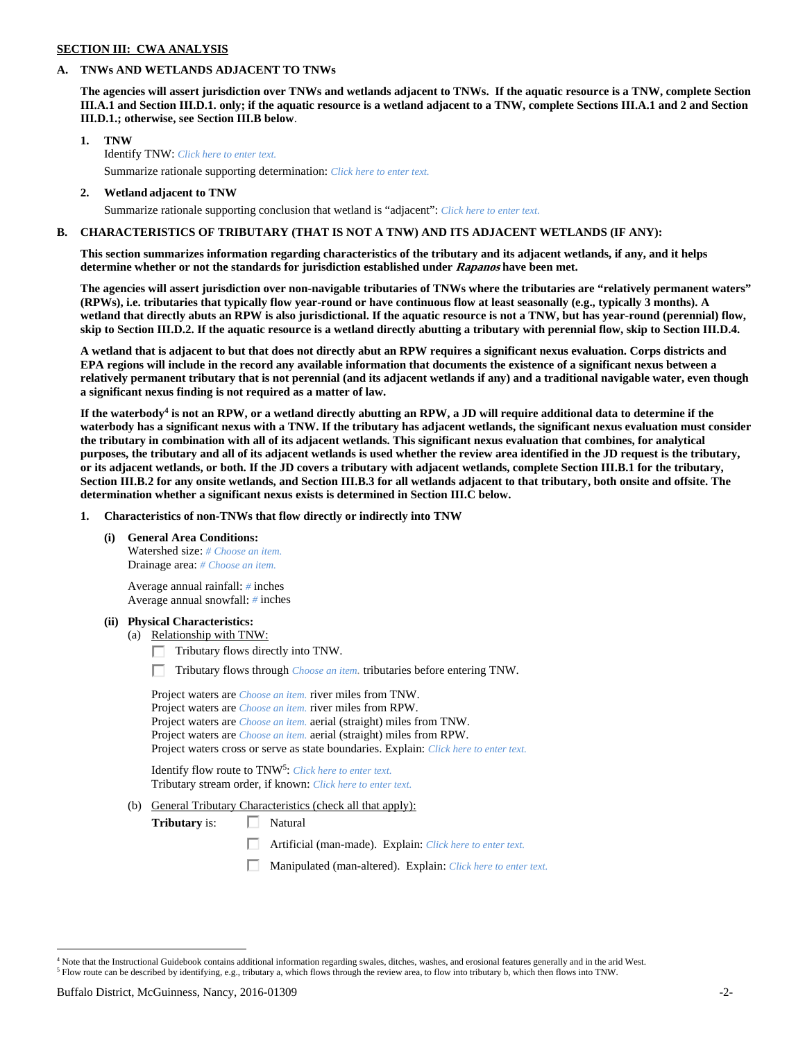**SECTION III: CWA ANALYSIS**

**A. TNWs AND WETLANDS ADJACENT TO TNWs**

**The agencies will assert jurisdiction over TNWs and wetlands adjacent to TNWs. If the aquatic resource is a TNW, complete Section III.A.1 and Section III.D.1. only; if the aquatic resource is a wetland adjacent to a TNW, complete Sections III.A.1 and 2 and Section III.D.1.; otherwise, see Section III.B below**.

1. **TNW**
   Identify TNW: *Click here to enter text.*
   Summarize rationale supporting determination: *Click here to enter text.*

2. **Wetland adjacent to TNW**
   Summarize rationale supporting conclusion that wetland is "adjacent": *Click here to enter text.*

**B. CHARACTERISTICS OF TRIBUTARY (THAT IS NOT A TNW) AND ITS ADJACENT WETLANDS (IF ANY):**

**This section summarizes information regarding characteristics of the tributary and its adjacent wetlands, if any, and it helps determine whether or not the standards for jurisdiction established under *Rapanos* have been met.**

**The agencies will assert jurisdiction over non-navigable tributaries of TNWs where the tributaries are "relatively permanent waters" (RPWs), i.e. tributaries that typically flow year-round or have continuous flow at least seasonally (e.g., typically 3 months). A wetland that directly abuts an RPW is also jurisdictional. If the aquatic resource is not a TNW, but has year-round (perennial) flow, skip to Section III.D.2. If the aquatic resource is a wetland directly abutting a tributary with perennial flow, skip to Section III.D.4.**

**A wetland that is adjacent to but that does not directly abut an RPW requires a significant nexus evaluation. Corps districts and EPA regions will include in the record any available information that documents the existence of a significant nexus between a relatively permanent tributary that is not perennial (and its adjacent wetlands if any) and a traditional navigable water, even though a significant nexus finding is not required as a matter of law.**

**If the waterbody[4] is not an RPW, or a wetland directly abutting an RPW, a JD will require additional data to determine if the waterbody has a significant nexus with a TNW. If the tributary has adjacent wetlands, the significant nexus evaluation must consider the tributary in combination with all of its adjacent wetlands. This significant nexus evaluation that combines, for analytical purposes, the tributary and all of its adjacent wetlands is used whether the review area identified in the JD request is the tributary, or its adjacent wetlands, or both. If the JD covers a tributary with adjacent wetlands, complete Section III.B.1 for the tributary, Section III.B.2 for any onsite wetlands, and Section III.B.3 for all wetlands adjacent to that tributary, both onsite and offsite. The determination whether a significant nexus exists is determined in Section III.C below.**

1. **Characteristics of non-TNWs that flow directly or indirectly into TNW**

   **(i) General Area Conditions:**
   Watershed size: *# Choose an item.*
   Drainage area: *# Choose an item.*

   Average annual rainfall: *#* inches
   Average annual snowfall: *#* inches

   **(ii) Physical Characteristics:**
   (a) Relationship with TNW:
   - ☐ Tributary flows directly into TNW.
   - ☐ Tributary flows through *Choose an item.* tributaries before entering TNW.

   Project waters are *Choose an item.* river miles from TNW.
   Project waters are *Choose an item.* river miles from RPW.
   Project waters are *Choose an item.* aerial (straight) miles from TNW.
   Project waters are *Choose an item.* aerial (straight) miles from RPW.
   Project waters cross or serve as state boundaries. Explain: *Click here to enter text.*

   Identify flow route to TNW[5]: *Click here to enter text.*
   Tributary stream order, if known: *Click here to enter text.*

   (b) General Tributary Characteristics (check all that apply):
   **Tributary** is:
   - ☐ Natural
   - ☐ Artificial (man-made). Explain: *Click here to enter text.*
   - ☐ Manipulated (man-altered). Explain: *Click here to enter text.*

[4] Note that the Instructional Guidebook contains additional information regarding swales, ditches, washes, and erosional features generally and in the arid West.
[5] Flow route can be described by identifying, e.g., tributary a, which flows through the review area, to flow into tributary b, which then flows into TNW.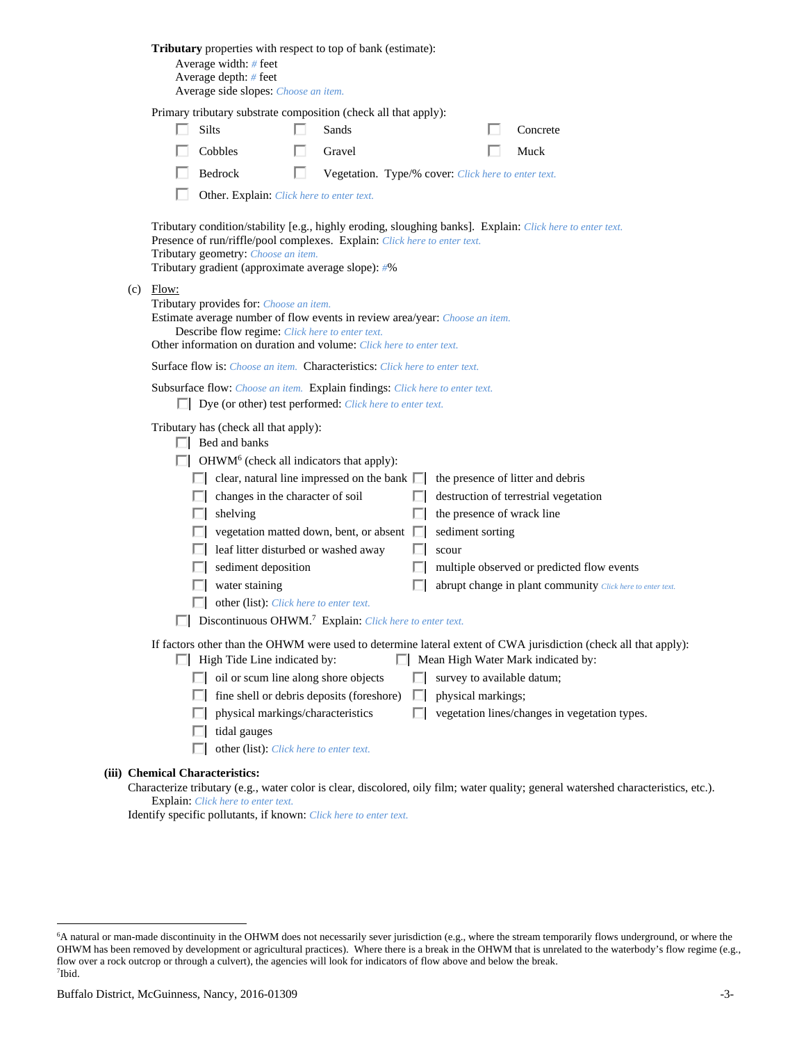**Tributary** properties with respect to top of bank (estimate):

Average width: # feet
Average depth: # feet
Average side slopes: Choose an item.

Primary tributary substrate composition (check all that apply):

- ☐ Silts
- ☐ Sands
- ☐ Concrete
- ☐ Cobbles
- ☐ Gravel
- ☐ Muck
- ☐ Bedrock
- ☐ Vegetation. Type/% cover: Click here to enter text.
- ☐ Other. Explain: Click here to enter text.

Tributary condition/stability [e.g., highly eroding, sloughing banks]. Explain: Click here to enter text.
Presence of run/riffle/pool complexes. Explain: Click here to enter text.
Tributary geometry: Choose an item.
Tributary gradient (approximate average slope): #%

(c) Flow:

Tributary provides for: Choose an item.
Estimate average number of flow events in review area/year: Choose an item.
Describe flow regime: Click here to enter text.
Other information on duration and volume: Click here to enter text.

Surface flow is: Choose an item. Characteristics: Click here to enter text.

Subsurface flow: Choose an item. Explain findings: Click here to enter text.

- ☐ Dye (or other) test performed: Click here to enter text.

Tributary has (check all that apply):

- ☐ Bed and banks
- ☐ OHWM[6] (check all indicators that apply):
  - ☐ clear, natural line impressed on the bank
  - ☐ the presence of litter and debris
  - ☐ changes in the character of soil
  - ☐ destruction of terrestrial vegetation
  - ☐ shelving
  - ☐ the presence of wrack line
  - ☐ vegetation matted down, bent, or absent
  - ☐ sediment sorting
  - ☐ leaf litter disturbed or washed away
  - ☐ scour
  - ☐ sediment deposition
  - ☐ multiple observed or predicted flow events
  - ☐ water staining
  - ☐ abrupt change in plant community Click here to enter text.
  - ☐ other (list): Click here to enter text.
- ☐ Discontinuous OHWM.[7] Explain: Click here to enter text.

If factors other than the OHWM were used to determine lateral extent of CWA jurisdiction (check all that apply):

- ☐ High Tide Line indicated by:
  - ☐ oil or scum line along shore objects
  - ☐ fine shell or debris deposits (foreshore)
  - ☐ physical markings/characteristics
  - ☐ tidal gauges
  - ☐ other (list): Click here to enter text.
- ☐ Mean High Water Mark indicated by:
  - ☐ survey to available datum;
  - ☐ physical markings;
  - ☐ vegetation lines/changes in vegetation types.

**(iii) Chemical Characteristics:**

Characterize tributary (e.g., water color is clear, discolored, oily film; water quality; general watershed characteristics, etc.).
Explain: Click here to enter text.
Identify specific pollutants, if known: Click here to enter text.

---

[6]A natural or man-made discontinuity in the OHWM does not necessarily sever jurisdiction (e.g., where the stream temporarily flows underground, or where the OHWM has been removed by development or agricultural practices). Where there is a break in the OHWM that is unrelated to the waterbody's flow regime (e.g., flow over a rock outcrop or through a culvert), the agencies will look for indicators of flow above and below the break.
[7]Ibid.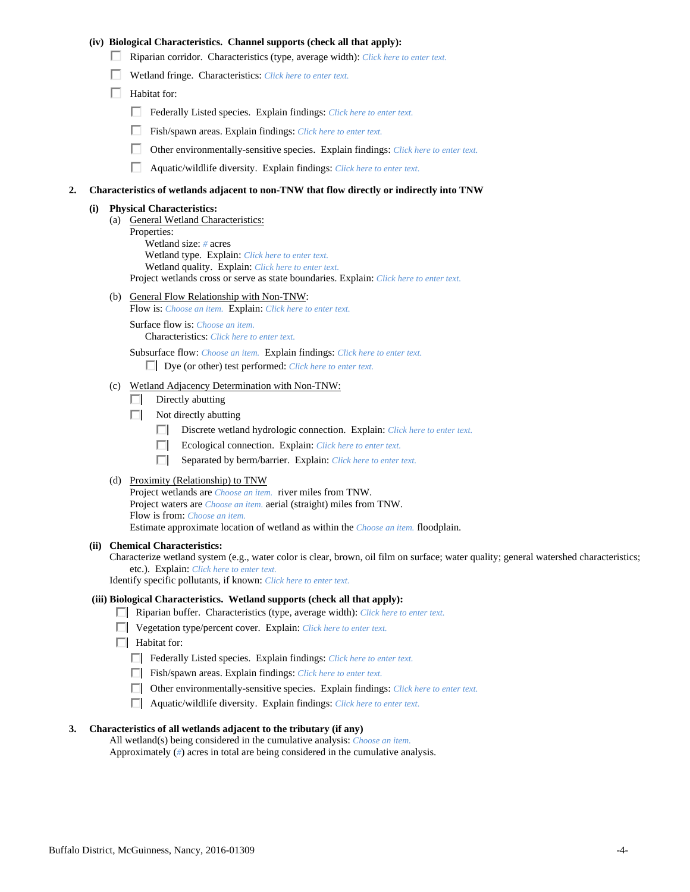**(iv) Biological Characteristics. Channel supports (check all that apply):**

- ☐ Riparian corridor. Characteristics (type, average width): *Click here to enter text.*
- ☐ Wetland fringe. Characteristics: *Click here to enter text.*
- ☐ Habitat for:
  - ☐ Federally Listed species. Explain findings: *Click here to enter text.*
  - ☐ Fish/spawn areas. Explain findings: *Click here to enter text.*
  - ☐ Other environmentally-sensitive species. Explain findings: *Click here to enter text.*
  - ☐ Aquatic/wildlife diversity. Explain findings: *Click here to enter text.*

**2. Characteristics of wetlands adjacent to non-TNW that flow directly or indirectly into TNW**

**(i) Physical Characteristics:**

(a) General Wetland Characteristics:

Properties:

Wetland size: *#* acres

Wetland type. Explain: *Click here to enter text.*

Wetland quality. Explain: *Click here to enter text.*

Project wetlands cross or serve as state boundaries. Explain: *Click here to enter text.*

(b) General Flow Relationship with Non-TNW:

Flow is: *Choose an item.* Explain: *Click here to enter text.*

Surface flow is: *Choose an item.*

Characteristics: *Click here to enter text.*

Subsurface flow: *Choose an item.* Explain findings: *Click here to enter text.*

- ☐ Dye (or other) test performed: *Click here to enter text.*

(c) Wetland Adjacency Determination with Non-TNW:

- ☐ Directly abutting
- ☐ Not directly abutting
  - ☐ Discrete wetland hydrologic connection. Explain: *Click here to enter text.*
  - ☐ Ecological connection. Explain: *Click here to enter text.*
  - ☐ Separated by berm/barrier. Explain: *Click here to enter text.*

(d) Proximity (Relationship) to TNW

Project wetlands are *Choose an item.* river miles from TNW.

Project waters are *Choose an item.* aerial (straight) miles from TNW.

Flow is from: *Choose an item.*

Estimate approximate location of wetland as within the *Choose an item.* floodplain.

**(ii) Chemical Characteristics:**

Characterize wetland system (e.g., water color is clear, brown, oil film on surface; water quality; general watershed characteristics; etc.). Explain: *Click here to enter text.*

Identify specific pollutants, if known: *Click here to enter text.*

**(iii) Biological Characteristics. Wetland supports (check all that apply):**

- ☐ Riparian buffer. Characteristics (type, average width): *Click here to enter text.*
- ☐ Vegetation type/percent cover. Explain: *Click here to enter text.*
- ☐ Habitat for:
  - ☐ Federally Listed species. Explain findings: *Click here to enter text.*
  - ☐ Fish/spawn areas. Explain findings: *Click here to enter text.*
  - ☐ Other environmentally-sensitive species. Explain findings: *Click here to enter text.*
  - ☐ Aquatic/wildlife diversity. Explain findings: *Click here to enter text.*

**3. Characteristics of all wetlands adjacent to the tributary (if any)**

All wetland(s) being considered in the cumulative analysis: *Choose an item.*

Approximately (*#*) acres in total are being considered in the cumulative analysis.

Buffalo District, McGuinness, Nancy, 2016-01309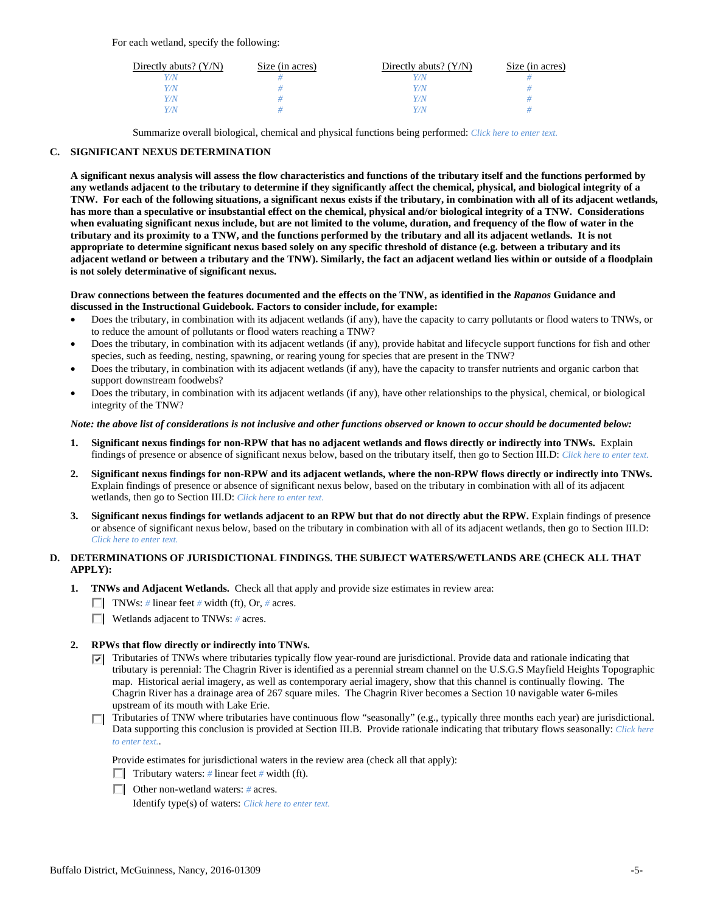For each wetland, specify the following:

| Directly abuts? (Y/N) | Size (in acres) | Directly abuts? (Y/N) | Size (in acres) |
|---|---|---|---|
| Y/N | # | Y/N | # |
| Y/N | # | Y/N | # |
| Y/N | # | Y/N | # |
| Y/N | # | Y/N | # |

Summarize overall biological, chemical and physical functions being performed: Click here to enter text.

**C. SIGNIFICANT NEXUS DETERMINATION**

**A significant nexus analysis will assess the flow characteristics and functions of the tributary itself and the functions performed by any wetlands adjacent to the tributary to determine if they significantly affect the chemical, physical, and biological integrity of a TNW. For each of the following situations, a significant nexus exists if the tributary, in combination with all of its adjacent wetlands, has more than a speculative or insubstantial effect on the chemical, physical and/or biological integrity of a TNW. Considerations when evaluating significant nexus include, but are not limited to the volume, duration, and frequency of the flow of water in the tributary and its proximity to a TNW, and the functions performed by the tributary and all its adjacent wetlands. It is not appropriate to determine significant nexus based solely on any specific threshold of distance (e.g. between a tributary and its adjacent wetland or between a tributary and the TNW). Similarly, the fact an adjacent wetland lies within or outside of a floodplain is not solely determinative of significant nexus.**

**Draw connections between the features documented and the effects on the TNW, as identified in the *Rapanos* Guidance and discussed in the Instructional Guidebook. Factors to consider include, for example:**

- Does the tributary, in combination with its adjacent wetlands (if any), have the capacity to carry pollutants or flood waters to TNWs, or to reduce the amount of pollutants or flood waters reaching a TNW?
- Does the tributary, in combination with its adjacent wetlands (if any), provide habitat and lifecycle support functions for fish and other species, such as feeding, nesting, spawning, or rearing young for species that are present in the TNW?
- Does the tributary, in combination with its adjacent wetlands (if any), have the capacity to transfer nutrients and organic carbon that support downstream foodwebs?
- Does the tributary, in combination with its adjacent wetlands (if any), have other relationships to the physical, chemical, or biological integrity of the TNW?

***Note: the above list of considerations is not inclusive and other functions observed or known to occur should be documented below:***

1. **Significant nexus findings for non-RPW that has no adjacent wetlands and flows directly or indirectly into TNWs.** Explain findings of presence or absence of significant nexus below, based on the tributary itself, then go to Section III.D: Click here to enter text.

2. **Significant nexus findings for non-RPW and its adjacent wetlands, where the non-RPW flows directly or indirectly into TNWs.** Explain findings of presence or absence of significant nexus below, based on the tributary in combination with all of its adjacent wetlands, then go to Section III.D: Click here to enter text.

3. **Significant nexus findings for wetlands adjacent to an RPW but that do not directly abut the RPW.** Explain findings of presence or absence of significant nexus below, based on the tributary in combination with all of its adjacent wetlands, then go to Section III.D: Click here to enter text.

**D. DETERMINATIONS OF JURISDICTIONAL FINDINGS. THE SUBJECT WATERS/WETLANDS ARE (CHECK ALL THAT APPLY):**

1. **TNWs and Adjacent Wetlands.** Check all that apply and provide size estimates in review area:
   - ☐ TNWs: # linear feet # width (ft), Or, # acres.
   - ☐ Wetlands adjacent to TNWs: # acres.

2. **RPWs that flow directly or indirectly into TNWs.**
   - ☑ Tributaries of TNWs where tributaries typically flow year-round are jurisdictional. Provide data and rationale indicating that tributary is perennial: The Chagrin River is identified as a perennial stream channel on the U.S.G.S Mayfield Heights Topographic map. Historical aerial imagery, as well as contemporary aerial imagery, show that this channel is continually flowing. The Chagrin River has a drainage area of 267 square miles. The Chagrin River becomes a Section 10 navigable water 6-miles upstream of its mouth with Lake Erie.
   - ☐ Tributaries of TNW where tributaries have continuous flow "seasonally" (e.g., typically three months each year) are jurisdictional. Data supporting this conclusion is provided at Section III.B. Provide rationale indicating that tributary flows seasonally: Click here to enter text..

   Provide estimates for jurisdictional waters in the review area (check all that apply):
   - ☐ Tributary waters: # linear feet # width (ft).
   - ☐ Other non-wetland waters: # acres.
     Identify type(s) of waters: Click here to enter text.

Buffalo District, McGuinness, Nancy, 2016-01309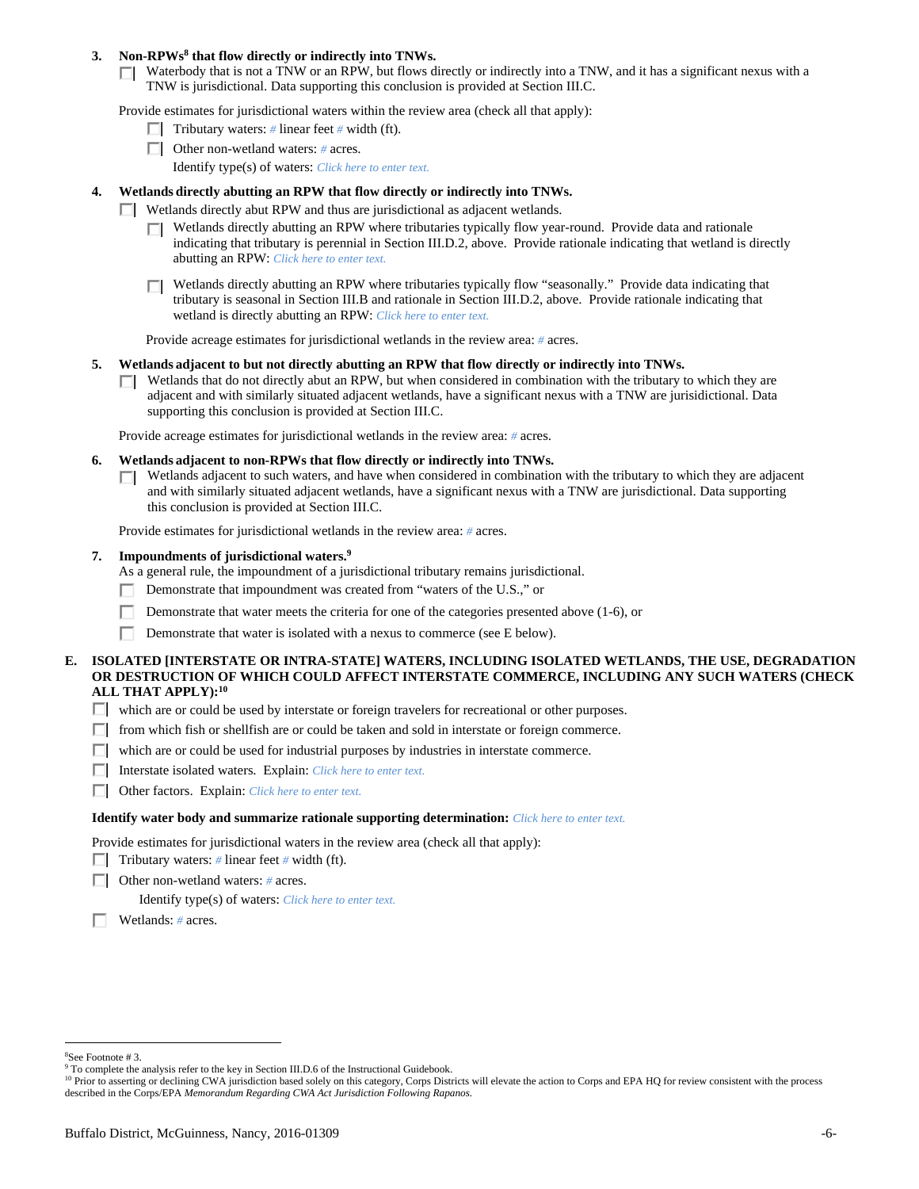**3. Non-RPWs[8] that flow directly or indirectly into TNWs.**

☐ Waterbody that is not a TNW or an RPW, but flows directly or indirectly into a TNW, and it has a significant nexus with a TNW is jurisdictional. Data supporting this conclusion is provided at Section III.C.

Provide estimates for jurisdictional waters within the review area (check all that apply):

☐ Tributary waters: # linear feet # width (ft).

☐ Other non-wetland waters: # acres.

Identify type(s) of waters: *Click here to enter text.*

**4. Wetlands directly abutting an RPW that flow directly or indirectly into TNWs.**

☐ Wetlands directly abut RPW and thus are jurisdictional as adjacent wetlands.

☐ Wetlands directly abutting an RPW where tributaries typically flow year-round. Provide data and rationale indicating that tributary is perennial in Section III.D.2, above. Provide rationale indicating that wetland is directly abutting an RPW: *Click here to enter text.*

☐ Wetlands directly abutting an RPW where tributaries typically flow "seasonally." Provide data indicating that tributary is seasonal in Section III.B and rationale in Section III.D.2, above. Provide rationale indicating that wetland is directly abutting an RPW: *Click here to enter text.*

Provide acreage estimates for jurisdictional wetlands in the review area: # acres.

**5. Wetlands adjacent to but not directly abutting an RPW that flow directly or indirectly into TNWs.**

☐ Wetlands that do not directly abut an RPW, but when considered in combination with the tributary to which they are adjacent and with similarly situated adjacent wetlands, have a significant nexus with a TNW are jurisdictional. Data supporting this conclusion is provided at Section III.C.

Provide acreage estimates for jurisdictional wetlands in the review area: # acres.

**6. Wetlands adjacent to non-RPWs that flow directly or indirectly into TNWs.**

☐ Wetlands adjacent to such waters, and have when considered in combination with the tributary to which they are adjacent and with similarly situated adjacent wetlands, have a significant nexus with a TNW are jurisdictional. Data supporting this conclusion is provided at Section III.C.

Provide estimates for jurisdictional wetlands in the review area: # acres.

**7. Impoundments of jurisdictional waters.[9]**

As a general rule, the impoundment of a jurisdictional tributary remains jurisdictional.

☐ Demonstrate that impoundment was created from "waters of the U.S.," or

☐ Demonstrate that water meets the criteria for one of the categories presented above (1-6), or

☐ Demonstrate that water is isolated with a nexus to commerce (see E below).

**E. ISOLATED [INTERSTATE OR INTRA-STATE] WATERS, INCLUDING ISOLATED WETLANDS, THE USE, DEGRADATION OR DESTRUCTION OF WHICH COULD AFFECT INTERSTATE COMMERCE, INCLUDING ANY SUCH WATERS (CHECK ALL THAT APPLY):[10]**

☐ which are or could be used by interstate or foreign travelers for recreational or other purposes.

☐ from which fish or shellfish are or could be taken and sold in interstate or foreign commerce.

☐ which are or could be used for industrial purposes by industries in interstate commerce.

☐ Interstate isolated waters. Explain: *Click here to enter text.*

☐ Other factors. Explain: *Click here to enter text.*

**Identify water body and summarize rationale supporting determination:** *Click here to enter text.*

Provide estimates for jurisdictional waters in the review area (check all that apply):

☐ Tributary waters: # linear feet # width (ft).

☐ Other non-wetland waters: # acres.

Identify type(s) of waters: *Click here to enter text.*

☐ Wetlands: # acres.

---

[8] See Footnote # 3.

[9] To complete the analysis refer to the key in Section III.D.6 of the Instructional Guidebook.

[10] Prior to asserting or declining CWA jurisdiction based solely on this category, Corps Districts will elevate the action to Corps and EPA HQ for review consistent with the process described in the Corps/EPA *Memorandum Regarding CWA Act Jurisdiction Following Rapanos.*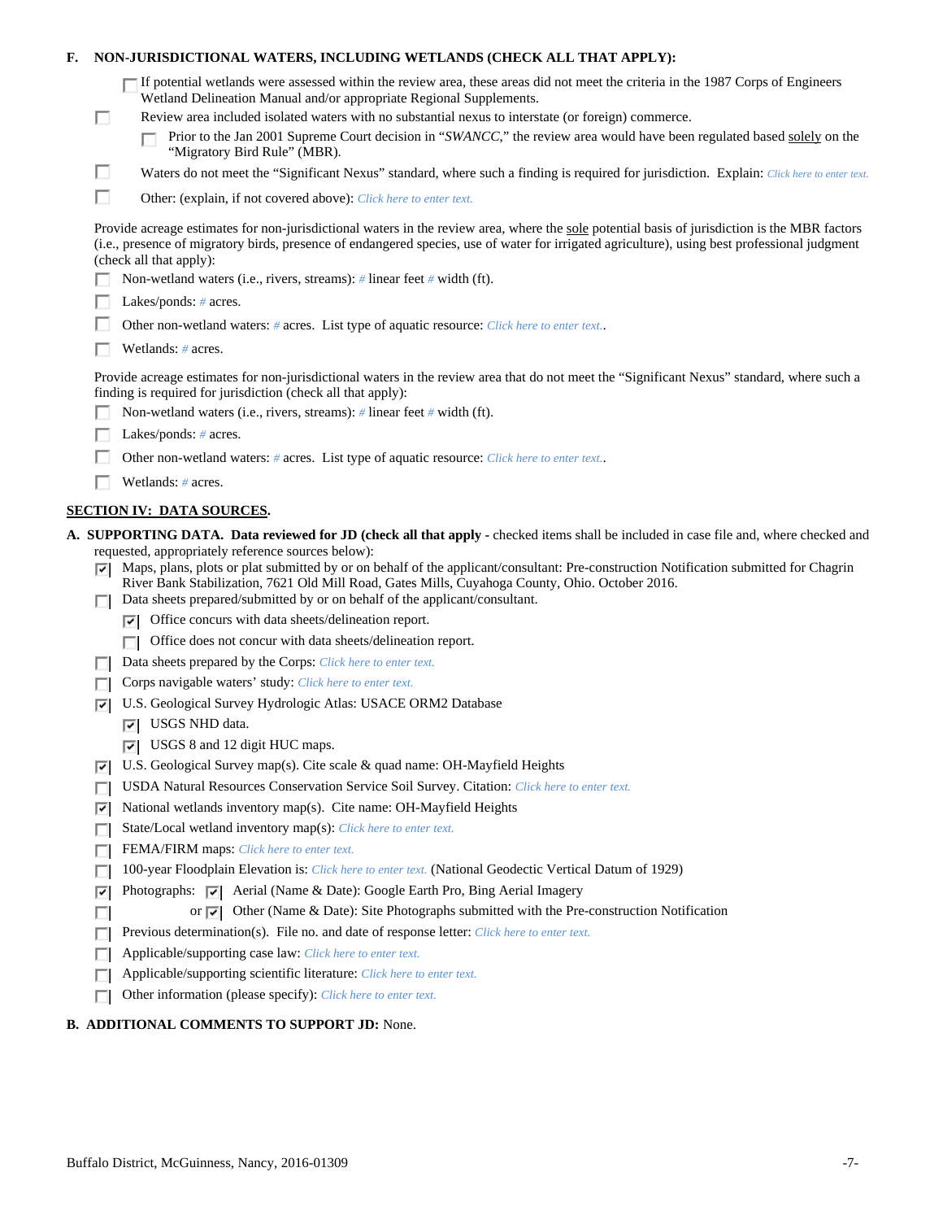**F. NON-JURISDICTIONAL WATERS, INCLUDING WETLANDS (CHECK ALL THAT APPLY):**

☐ If potential wetlands were assessed within the review area, these areas did not meet the criteria in the 1987 Corps of Engineers Wetland Delineation Manual and/or appropriate Regional Supplements.

☐ Review area included isolated waters with no substantial nexus to interstate (or foreign) commerce.

☐ Prior to the Jan 2001 Supreme Court decision in "*SWANCC*," the review area would have been regulated based solely on the "Migratory Bird Rule" (MBR).

☐ Waters do not meet the "Significant Nexus" standard, where such a finding is required for jurisdiction. Explain: *Click here to enter text.*

☐ Other: (explain, if not covered above): *Click here to enter text.*

Provide acreage estimates for non-jurisdictional waters in the review area, where the sole potential basis of jurisdiction is the MBR factors (i.e., presence of migratory birds, presence of endangered species, use of water for irrigated agriculture), using best professional judgment (check all that apply):

☐ Non-wetland waters (i.e., rivers, streams): *#* linear feet *#* width (ft).

☐ Lakes/ponds: *#* acres.

☐ Other non-wetland waters: *#* acres. List type of aquatic resource: *Click here to enter text.*.

☐ Wetlands: *#* acres.

Provide acreage estimates for non-jurisdictional waters in the review area that do not meet the "Significant Nexus" standard, where such a finding is required for jurisdiction (check all that apply):

☐ Non-wetland waters (i.e., rivers, streams): *#* linear feet *#* width (ft).

☐ Lakes/ponds: *#* acres.

☐ Other non-wetland waters: *#* acres. List type of aquatic resource: *Click here to enter text.*.

☐ Wetlands: *#* acres.

## SECTION IV: DATA SOURCES.

**A. SUPPORTING DATA. Data reviewed for JD (check all that apply** - checked items shall be included in case file and, where checked and requested, appropriately reference sources below):

☑ Maps, plans, plots or plat submitted by or on behalf of the applicant/consultant: Pre-construction Notification submitted for Chagrin River Bank Stabilization, 7621 Old Mill Road, Gates Mills, Cuyahoga County, Ohio. October 2016.

☐ Data sheets prepared/submitted by or on behalf of the applicant/consultant.

☑ Office concurs with data sheets/delineation report.

☐ Office does not concur with data sheets/delineation report.

☐ Data sheets prepared by the Corps: *Click here to enter text.*

☐ Corps navigable waters' study: *Click here to enter text.*

☑ U.S. Geological Survey Hydrologic Atlas: USACE ORM2 Database

☑ USGS NHD data.

☑ USGS 8 and 12 digit HUC maps.

☑ U.S. Geological Survey map(s). Cite scale & quad name: OH-Mayfield Heights

☐ USDA Natural Resources Conservation Service Soil Survey. Citation: *Click here to enter text.*

☑ National wetlands inventory map(s). Cite name: OH-Mayfield Heights

☐ State/Local wetland inventory map(s): *Click here to enter text.*

☐ FEMA/FIRM maps: *Click here to enter text.*

☐ 100-year Floodplain Elevation is: *Click here to enter text.* (National Geodectic Vertical Datum of 1929)

☑ Photographs: ☑ Aerial (Name & Date): Google Earth Pro, Bing Aerial Imagery

☐ or ☑ Other (Name & Date): Site Photographs submitted with the Pre-construction Notification

☐ Previous determination(s). File no. and date of response letter: *Click here to enter text.*

☐ Applicable/supporting case law: *Click here to enter text.*

☐ Applicable/supporting scientific literature: *Click here to enter text.*

☐ Other information (please specify): *Click here to enter text.*

**B. ADDITIONAL COMMENTS TO SUPPORT JD:** None.

Buffalo District, McGuinness, Nancy, 2016-01309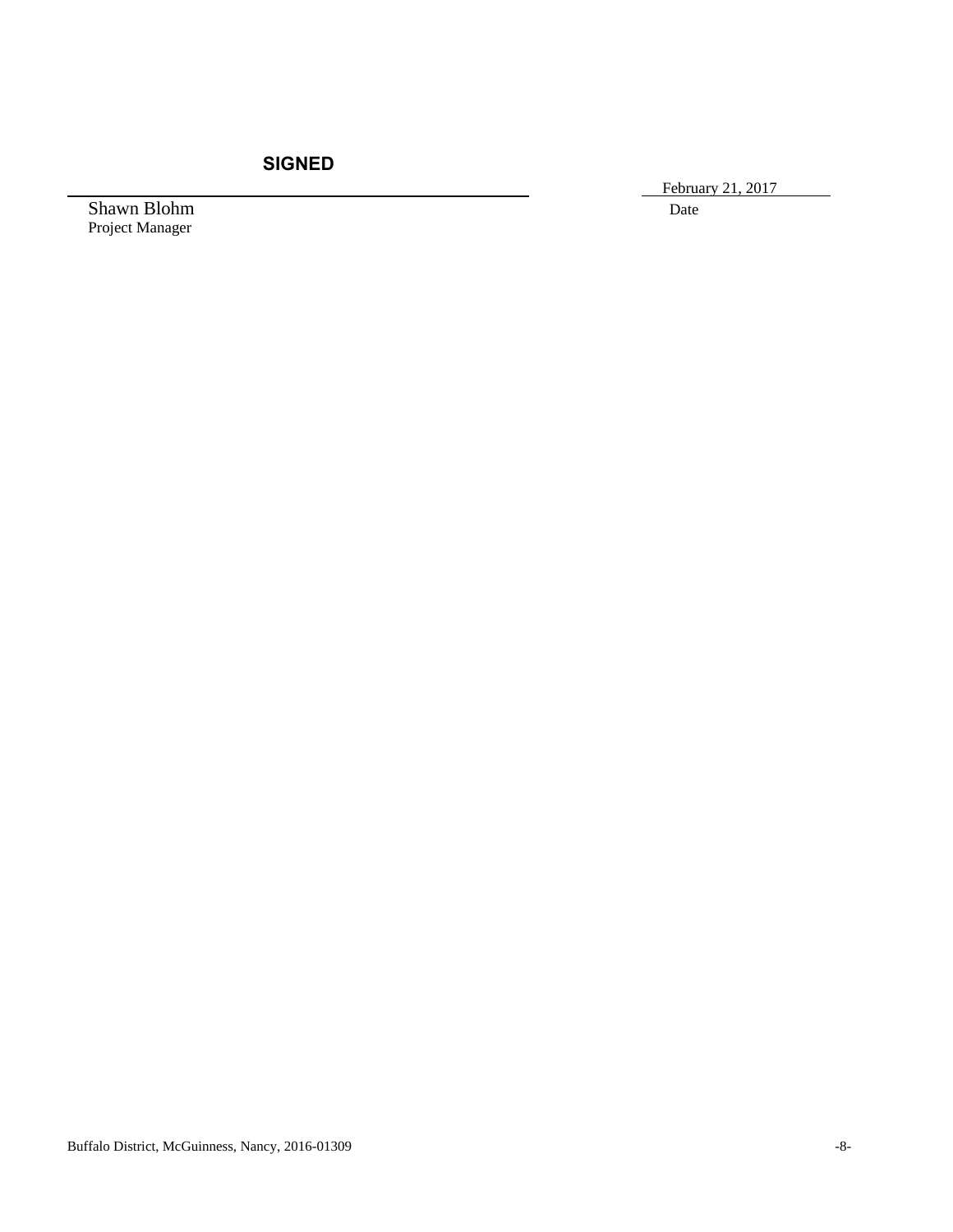**SIGNED**

Shawn Blohm
Project Manager

February 21, 2017
Date